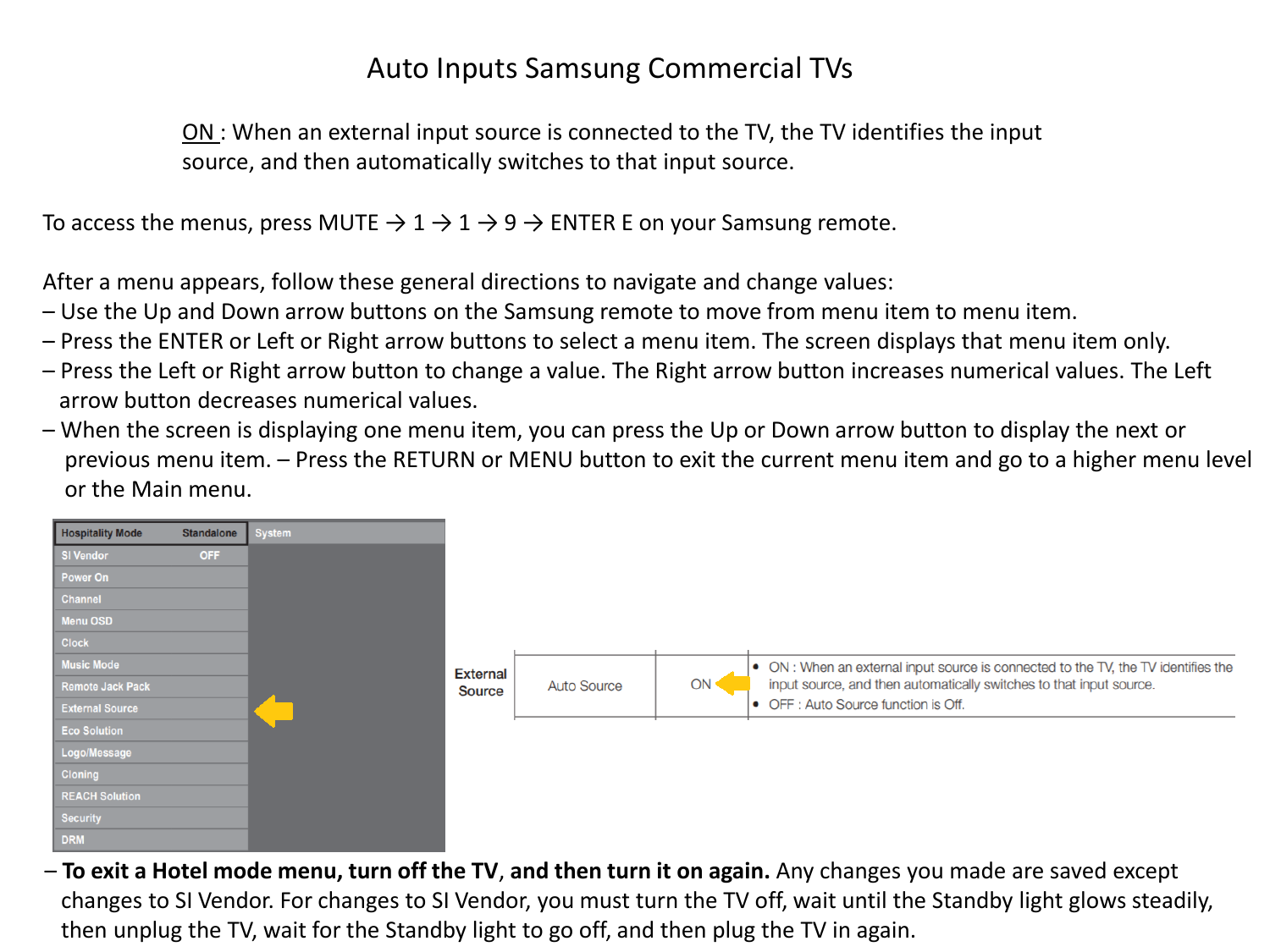# Auto Inputs Samsung Commercial TVs

ON : When an external input source is connected to the TV, the TV identifies the input source, and then automatically switches to that input source.

To access the menus, press MUTE → 1 → 1 → 9 → ENTER E on your Samsung remote.

After a menu appears, follow these general directions to navigate and change values:

– Use the Up and Down arrow buttons on the Samsung remote to move from menu item to menu item.
– Press the ENTER or Left or Right arrow buttons to select a menu item. The screen displays that menu item only.
– Press the Left or Right arrow button to change a value. The Right arrow button increases numerical values. The Left arrow button decreases numerical values.
– When the screen is displaying one menu item, you can press the Up or Down arrow button to display the next or previous menu item. – Press the RETURN or MENU button to exit the current menu item and go to a higher menu level or the Main menu.

| Hospitality Mode | Standalone | System |
|---|---|---|
| SI Vendor | OFF | |
| Power On | | |
| Channel | | |
| Menu OSD | | |
| Clock | | |
| Music Mode | | |
| Remote Jack Pack | | |
| External Source | | |
| Eco Solution | | |
| Logo/Message | | |
| Cloning | | |
| REACH Solution | | |
| Security | | |
| DRM | | |

| External Source | Auto Source | ON | • ON : When an external input source is connected to the TV, the TV identifies the input source, and then automatically switches to that input source. • OFF : Auto Source function is Off. |
|---|---|---|---|

– **To exit a Hotel mode menu, turn off the TV**, **and then turn it on again.** Any changes you made are saved except changes to SI Vendor. For changes to SI Vendor, you must turn the TV off, wait until the Standby light glows steadily, then unplug the TV, wait for the Standby light to go off, and then plug the TV in again.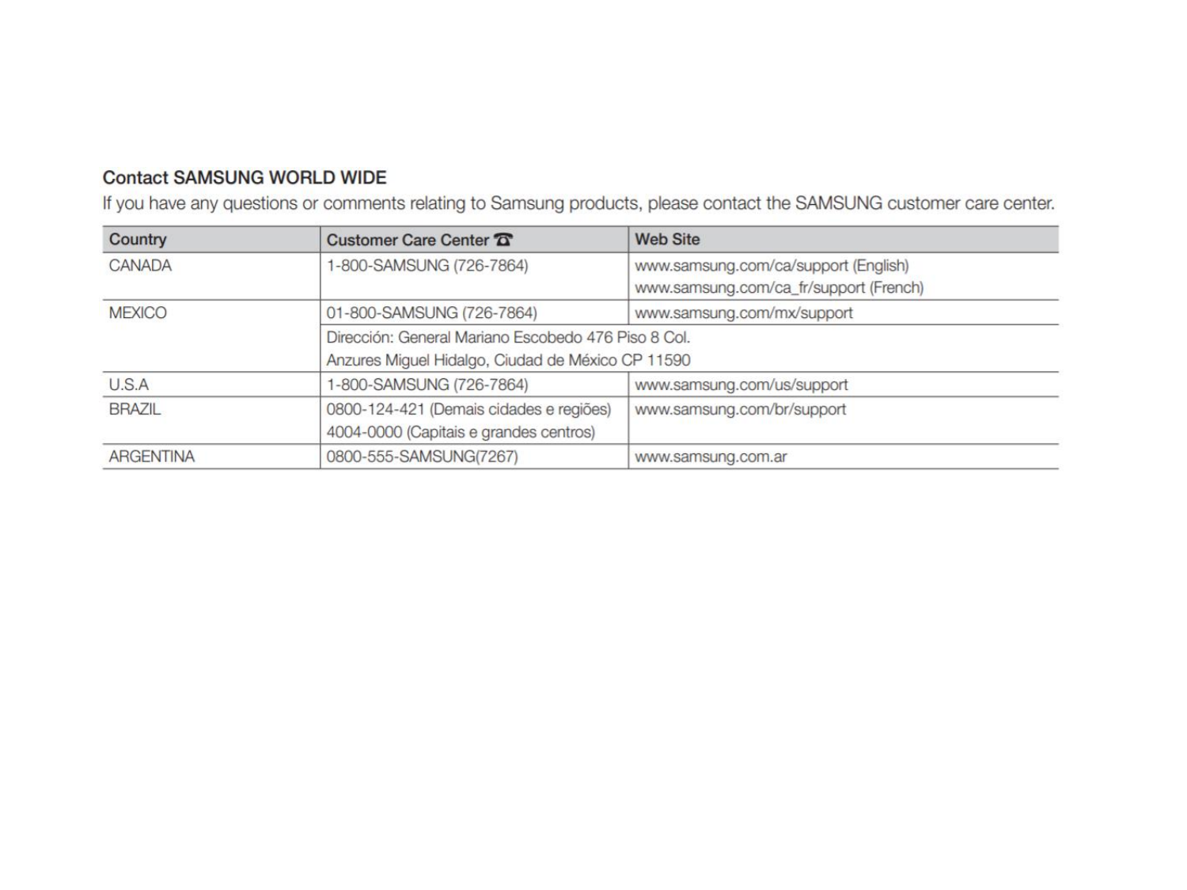## Contact SAMSUNG WORLD WIDE

If you have any questions or comments relating to Samsung products, please contact the SAMSUNG customer care center.

| Country | Customer Care Center ☎ | Web Site |
|---|---|---|
| CANADA | 1-800-SAMSUNG (726-7864) | www.samsung.com/ca/support (English)<br>www.samsung.com/ca_fr/support (French) |
| MEXICO | 01-800-SAMSUNG (726-7864) | www.samsung.com/mx/support |
| | Dirección: General Mariano Escobedo 476 Piso 8 Col.<br>Anzures Miguel Hidalgo, Ciudad de México CP 11590 | |
| U.S.A | 1-800-SAMSUNG (726-7864) | www.samsung.com/us/support |
| BRAZIL | 0800-124-421 (Demais cidades e regiões)<br>4004-0000 (Capitais e grandes centros) | www.samsung.com/br/support |
| ARGENTINA | 0800-555-SAMSUNG(7267) | www.samsung.com.ar |